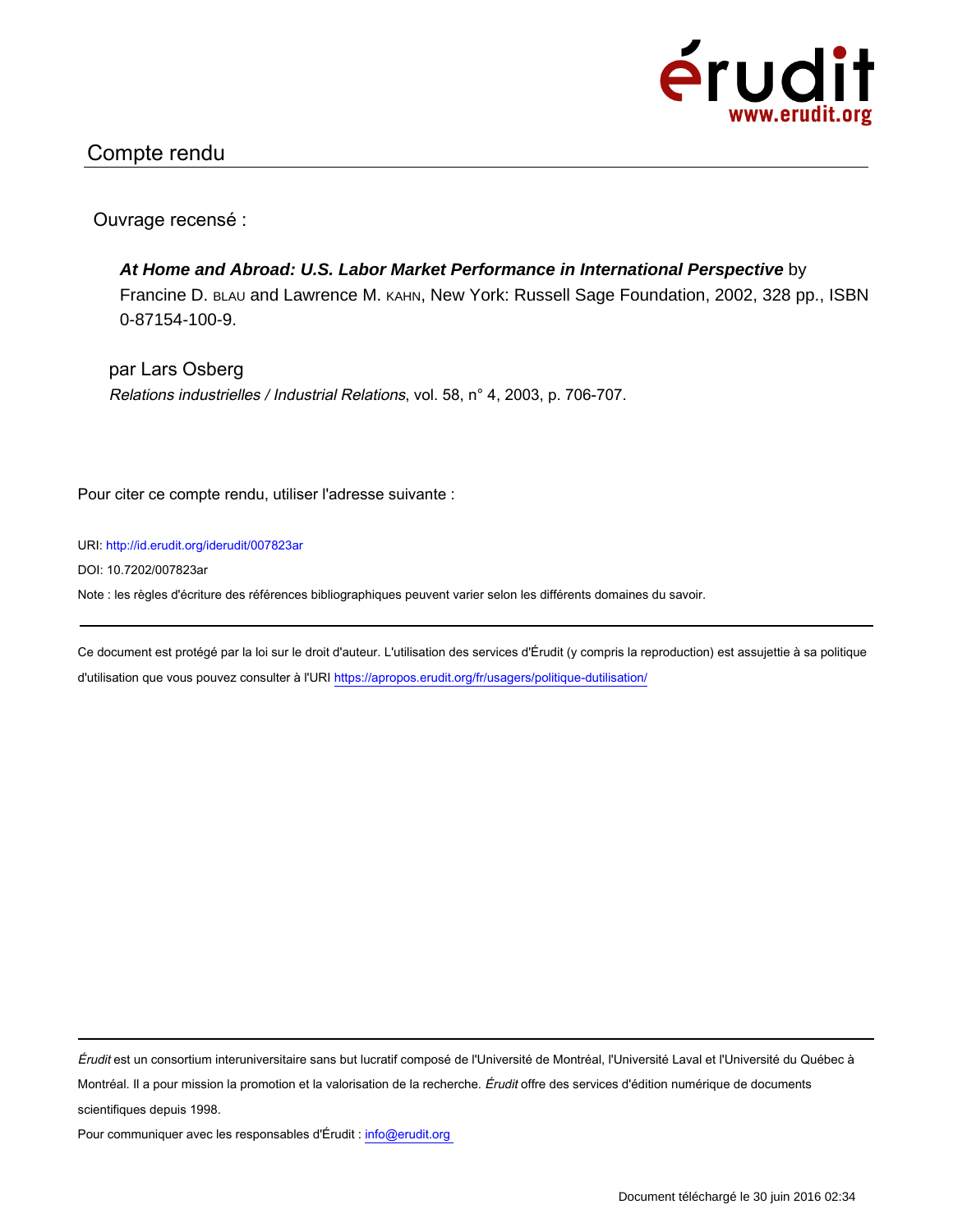## Compte rendu

Ouvrage recensé :

***At Home and Abroad: U.S. Labor Market Performance in International Perspective*** by Francine D. BLAU and Lawrence M. KAHN, New York: Russell Sage Foundation, 2002, 328 pp., ISBN 0-87154-100-9.

par Lars Osberg

*Relations industrielles / Industrial Relations*, vol. 58, n° 4, 2003, p. 706-707.

Pour citer ce compte rendu, utiliser l'adresse suivante :

URI: http://id.erudit.org/iderudit/007823ar

DOI: 10.7202/007823ar

Note : les règles d'écriture des références bibliographiques peuvent varier selon les différents domaines du savoir.

---

Ce document est protégé par la loi sur le droit d'auteur. L'utilisation des services d'Érudit (y compris la reproduction) est assujettie à sa politique d'utilisation que vous pouvez consulter à l'URI https://apropos.erudit.org/fr/usagers/politique-dutilisation/

---

*Érudit* est un consortium interuniversitaire sans but lucratif composé de l'Université de Montréal, l'Université Laval et l'Université du Québec à Montréal. Il a pour mission la promotion et la valorisation de la recherche. *Érudit* offre des services d'édition numérique de documents scientifiques depuis 1998.

Pour communiquer avec les responsables d'Érudit : info@erudit.org

Document téléchargé le 30 juin 2016 02:34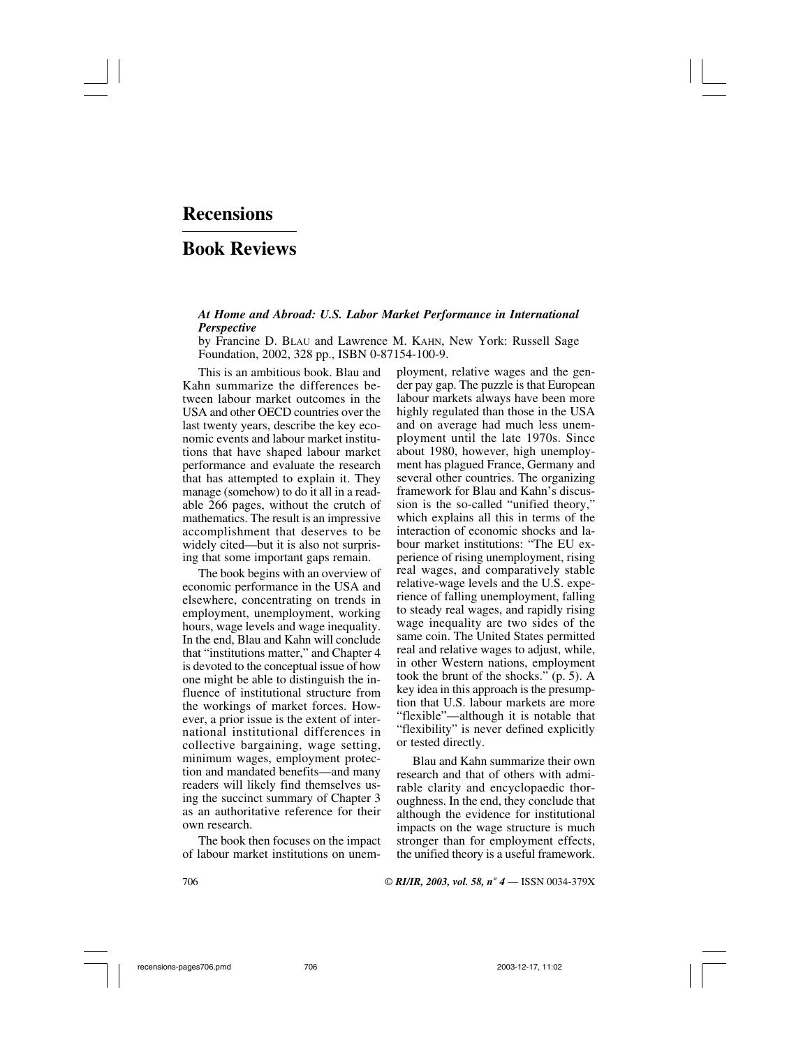# Recensions

# Book Reviews

***At Home and Abroad: U.S. Labor Market Performance in International Perspective***

by Francine D. BLAU and Lawrence M. KAHN, New York: Russell Sage Foundation, 2002, 328 pp., ISBN 0-87154-100-9.

This is an ambitious book. Blau and Kahn summarize the differences between labour market outcomes in the USA and other OECD countries over the last twenty years, describe the key economic events and labour market institutions that have shaped labour market performance and evaluate the research that has attempted to explain it. They manage (somehow) to do it all in a readable 266 pages, without the crutch of mathematics. The result is an impressive accomplishment that deserves to be widely cited—but it is also not surprising that some important gaps remain.

The book begins with an overview of economic performance in the USA and elsewhere, concentrating on trends in employment, unemployment, working hours, wage levels and wage inequality. In the end, Blau and Kahn will conclude that "institutions matter," and Chapter 4 is devoted to the conceptual issue of how one might be able to distinguish the influence of institutional structure from the workings of market forces. However, a prior issue is the extent of international institutional differences in collective bargaining, wage setting, minimum wages, employment protection and mandated benefits—and many readers will likely find themselves using the succinct summary of Chapter 3 as an authoritative reference for their own research.

The book then focuses on the impact of labour market institutions on unemployment, relative wages and the gender pay gap. The puzzle is that European labour markets always have been more highly regulated than those in the USA and on average had much less unemployment until the late 1970s. Since about 1980, however, high unemployment has plagued France, Germany and several other countries. The organizing framework for Blau and Kahn's discussion is the so-called "unified theory," which explains all this in terms of the interaction of economic shocks and labour market institutions: "The EU experience of rising unemployment, rising real wages, and comparatively stable relative-wage levels and the U.S. experience of falling unemployment, falling to steady real wages, and rapidly rising wage inequality are two sides of the same coin. The United States permitted real and relative wages to adjust, while, in other Western nations, employment took the brunt of the shocks." (p. 5). A key idea in this approach is the presumption that U.S. labour markets are more "flexible"—although it is notable that "flexibility" is never defined explicitly or tested directly.

Blau and Kahn summarize their own research and that of others with admirable clarity and encyclopaedic thoroughness. In the end, they conclude that although the evidence for institutional impacts on the wage structure is much stronger than for employment effects, the unified theory is a useful framework.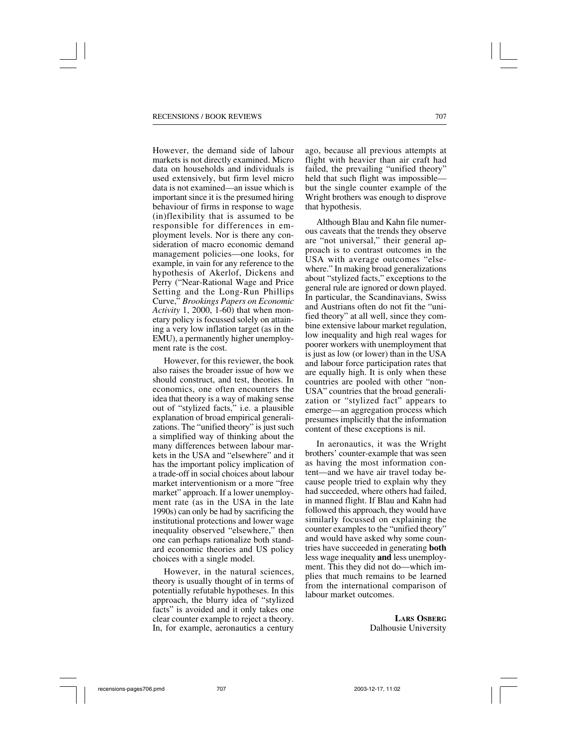However, the demand side of labour markets is not directly examined. Micro data on households and individuals is used extensively, but firm level micro data is not examined—an issue which is important since it is the presumed hiring behaviour of firms in response to wage (in)flexibility that is assumed to be responsible for differences in employment levels. Nor is there any consideration of macro economic demand management policies—one looks, for example, in vain for any reference to the hypothesis of Akerlof, Dickens and Perry ("Near-Rational Wage and Price Setting and the Long-Run Phillips Curve," *Brookings Papers on Economic Activity* 1, 2000, 1-60) that when monetary policy is focussed solely on attaining a very low inflation target (as in the EMU), a permanently higher unemployment rate is the cost.

However, for this reviewer, the book also raises the broader issue of how we should construct, and test, theories. In economics, one often encounters the idea that theory is a way of making sense out of "stylized facts," i.e. a plausible explanation of broad empirical generalizations. The "unified theory" is just such a simplified way of thinking about the many differences between labour markets in the USA and "elsewhere" and it has the important policy implication of a trade-off in social choices about labour market interventionism or a more "free market" approach. If a lower unemployment rate (as in the USA in the late 1990s) can only be had by sacrificing the institutional protections and lower wage inequality observed "elsewhere," then one can perhaps rationalize both standard economic theories and US policy choices with a single model.

However, in the natural sciences, theory is usually thought of in terms of potentially refutable hypotheses. In this approach, the blurry idea of "stylized facts" is avoided and it only takes one clear counter example to reject a theory. In, for example, aeronautics a century ago, because all previous attempts at flight with heavier than air craft had failed, the prevailing "unified theory" held that such flight was impossible—but the single counter example of the Wright brothers was enough to disprove that hypothesis.

Although Blau and Kahn file numerous caveats that the trends they observe are "not universal," their general approach is to contrast outcomes in the USA with average outcomes "elsewhere." In making broad generalizations about "stylized facts," exceptions to the general rule are ignored or down played. In particular, the Scandinavians, Swiss and Austrians often do not fit the "unified theory" at all well, since they combine extensive labour market regulation, low inequality and high real wages for poorer workers with unemployment that is just as low (or lower) than in the USA and labour force participation rates that are equally high. It is only when these countries are pooled with other "non-USA" countries that the broad generalization or "stylized fact" appears to emerge—an aggregation process which presumes implicitly that the information content of these exceptions is nil.

In aeronautics, it was the Wright brothers' counter-example that was seen as having the most information content—and we have air travel today because people tried to explain why they had succeeded, where others had failed, in manned flight. If Blau and Kahn had followed this approach, they would have similarly focussed on explaining the counter examples to the "unified theory" and would have asked why some countries have succeeded in generating **both** less wage inequality **and** less unemployment. This they did not do—which implies that much remains to be learned from the international comparison of labour market outcomes.

**Lars Osberg**
Dalhousie University